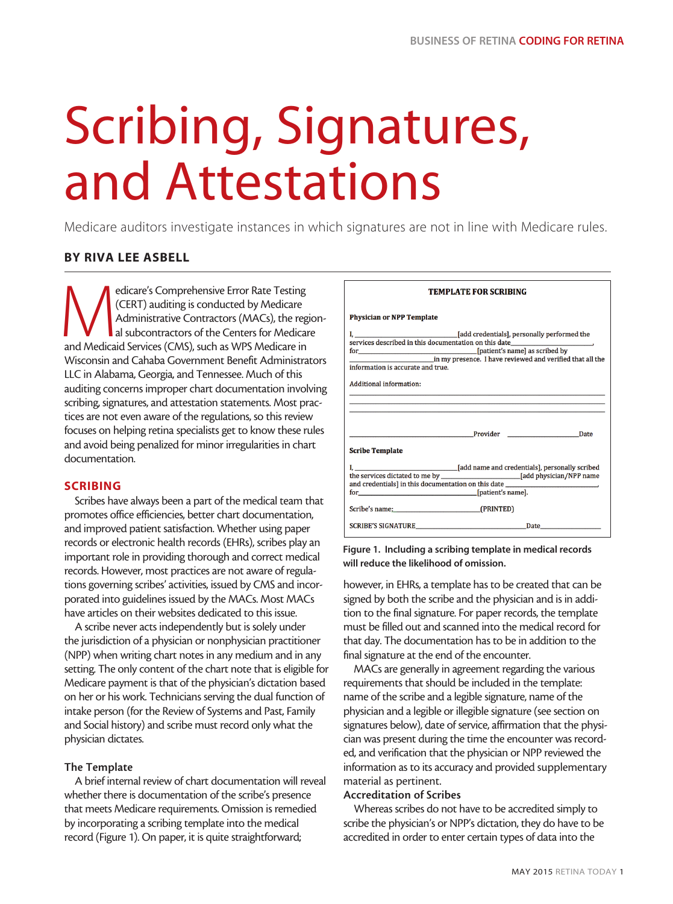# Scribing, Signatures, and Attestations

Medicare auditors investigate instances in which signatures are not in line with Medicare rules.

**BY RIVA LEE ASBELL**

Medicare's Comprehensive Error Rate Testing (CERT) auditing is conducted by Medicare Administrative Contractors (MACs), the regional subcontractors of the Centers for Medicare and Medicaid Services (CMS), such as WPS Medicare in Wisconsin and Cahaba Government Benefit Administrators LLC in Alabama, Georgia, and Tennessee. Much of this auditing concerns improper chart documentation involving scribing, signatures, and attestation statements. Most practices are not even aware of the regulations, so this review focuses on helping retina specialists get to know these rules and avoid being penalized for minor irregularities in chart documentation.

## SCRIBING

Scribes have always been a part of the medical team that promotes office efficiencies, better chart documentation, and improved patient satisfaction. Whether using paper records or electronic health records (EHRs), scribes play an important role in providing thorough and correct medical records. However, most practices are not aware of regulations governing scribes' activities, issued by CMS and incorporated into guidelines issued by the MACs. Most MACs have articles on their websites dedicated to this issue.

A scribe never acts independently but is solely under the jurisdiction of a physician or nonphysician practitioner (NPP) when writing chart notes in any medium and in any setting. The only content of the chart note that is eligible for Medicare payment is that of the physician's dictation based on her or his work. Technicians serving the dual function of intake person (for the Review of Systems and Past, Family and Social history) and scribe must record only what the physician dictates.

### The Template

A brief internal review of chart documentation will reveal whether there is documentation of the scribe's presence that meets Medicare requirements. Omission is remedied by incorporating a scribing template into the medical record (Figure 1). On paper, it is quite straightforward; however, in EHRs, a template has to be created that can be signed by both the scribe and the physician and is in addition to the final signature. For paper records, the template must be filled out and scanned into the medical record for that day. The documentation has to be in addition to the final signature at the end of the encounter.

**TEMPLATE FOR SCRIBING**

**Physician or NPP Template**

I, ________________________[add credentials], personally performed the services described in this documentation on this date________________________, for________________________[patient's name] as scribed by ________________________in my presence. I have reviewed and verified that all the information is accurate and true.

Additional information:

________________________________________________

________________________________________________

________________________________________________

________________________Provider ________________Date

**Scribe Template**

I, ________________________[add name and credentials], personally scribed the services dictated to me by ________________________[add physician/NPP name and credentials] in this documentation on this date ________________________, for________________________[patient's name].

Scribe's name:________________________(PRINTED)

SCRIBE'S SIGNATURE________________________Date________________

**Figure 1. Including a scribing template in medical records will reduce the likelihood of omission.**

MACs are generally in agreement regarding the various requirements that should be included in the template: name of the scribe and a legible signature, name of the physician and a legible or illegible signature (see section on signatures below), date of service, affirmation that the physician was present during the time the encounter was recorded, and verification that the physician or NPP reviewed the information as to its accuracy and provided supplementary material as pertinent.

### Accreditation of Scribes

Whereas scribes do not have to be accredited simply to scribe the physician's or NPP's dictation, they do have to be accredited in order to enter certain types of data into the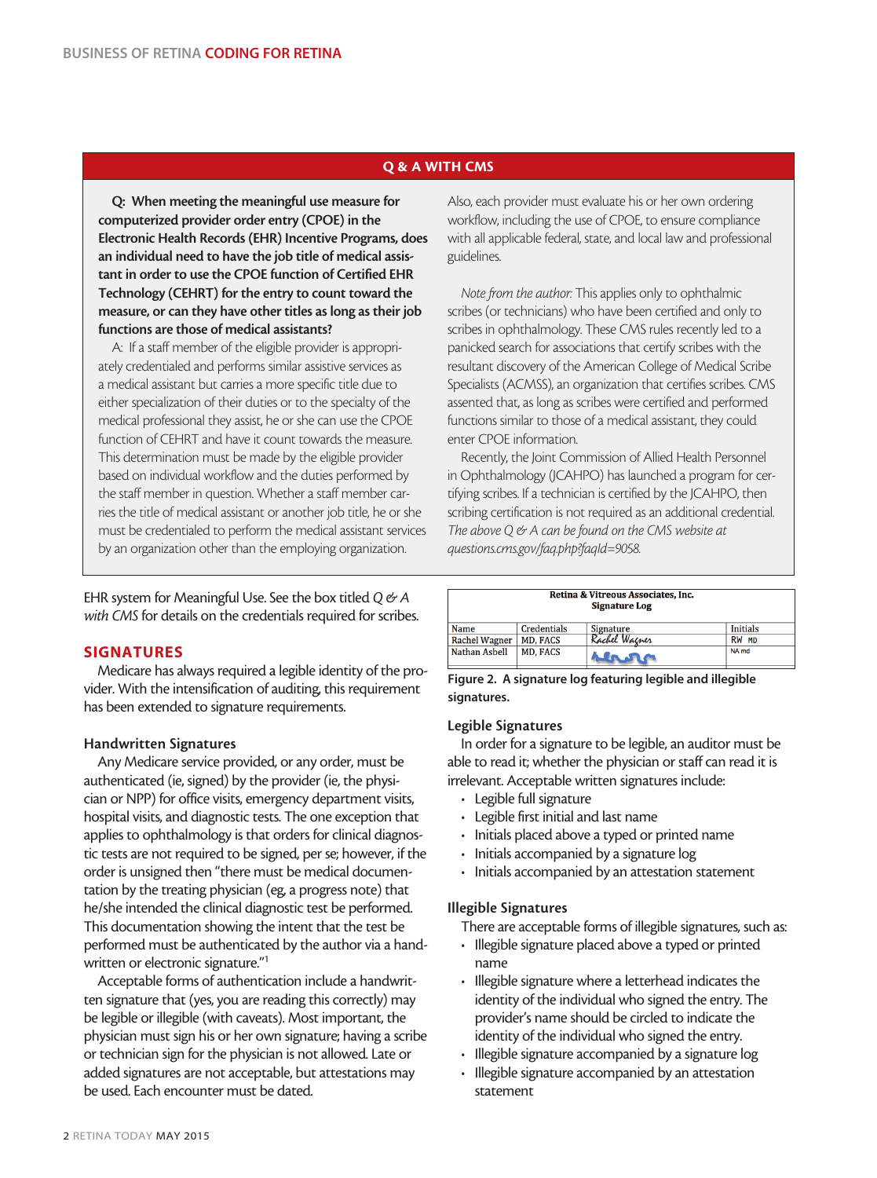## Q & A WITH CMS

**Q: When meeting the meaningful use measure for computerized provider order entry (CPOE) in the Electronic Health Records (EHR) Incentive Programs, does an individual need to have the job title of medical assistant in order to use the CPOE function of Certified EHR Technology (CEHRT) for the entry to count toward the measure, or can they have other titles as long as their job functions are those of medical assistants?**

A: If a staff member of the eligible provider is appropriately credentialed and performs similar assistive services as a medical assistant but carries a more specific title due to either specialization of their duties or to the specialty of the medical professional they assist, he or she can use the CPOE function of CEHRT and have it count towards the measure. This determination must be made by the eligible provider based on individual workflow and the duties performed by the staff member in question. Whether a staff member carries the title of medical assistant or another job title, he or she must be credentialed to perform the medical assistant services by an organization other than the employing organization. Also, each provider must evaluate his or her own ordering workflow, including the use of CPOE, to ensure compliance with all applicable federal, state, and local law and professional guidelines.

*Note from the author:* This applies only to ophthalmic scribes (or technicians) who have been certified and only to scribes in ophthalmology. These CMS rules recently led to a panicked search for associations that certify scribes with the resultant discovery of the American College of Medical Scribe Specialists (ACMSS), an organization that certifies scribes. CMS assented that, as long as scribes were certified and performed functions similar to those of a medical assistant, they could enter CPOE information.

Recently, the Joint Commission of Allied Health Personnel in Ophthalmology (JCAHPO) has launched a program for certifying scribes. If a technician is certified by the JCAHPO, then scribing certification is not required as an additional credential. *The above Q & A can be found on the CMS website at questions.cms.gov/faq.php?faqId=9058.*

EHR system for Meaningful Use. See the box titled *Q & A with CMS* for details on the credentials required for scribes.

## SIGNATURES

Medicare has always required a legible identity of the provider. With the intensification of auditing, this requirement has been extended to signature requirements.

### Handwritten Signatures

Any Medicare service provided, or any order, must be authenticated (ie, signed) by the provider (ie, the physician or NPP) for office visits, emergency department visits, hospital visits, and diagnostic tests. The one exception that applies to ophthalmology is that orders for clinical diagnostic tests are not required to be signed, per se; however, if the order is unsigned then "there must be medical documentation by the treating physician (eg, a progress note) that he/she intended the clinical diagnostic test be performed. This documentation showing the intent that the test be performed must be authenticated by the author via a handwritten or electronic signature."[1]

Acceptable forms of authentication include a handwritten signature that (yes, you are reading this correctly) may be legible or illegible (with caveats). Most important, the physician must sign his or her own signature; having a scribe or technician sign for the physician is not allowed. Late or added signatures are not acceptable, but attestations may be used. Each encounter must be dated.

**Retina & Vitreous Associates, Inc.**
**Signature Log**

| Name | Credentials | Signature | Initials |
|---|---|---|---|
| Rachel Wagner | MD, FACS | Rachel Wagner | RW MD |
| Nathan Asbell | MD, FACS | (illegible) | NA md |

**Figure 2. A signature log featuring legible and illegible signatures.**

### Legible Signatures

In order for a signature to be legible, an auditor must be able to read it; whether the physician or staff can read it is irrelevant. Acceptable written signatures include:

- Legible full signature
- Legible first initial and last name
- Initials placed above a typed or printed name
- Initials accompanied by a signature log
- Initials accompanied by an attestation statement

### Illegible Signatures

There are acceptable forms of illegible signatures, such as:

- Illegible signature placed above a typed or printed name
- Illegible signature where a letterhead indicates the identity of the individual who signed the entry. The provider's name should be circled to indicate the identity of the individual who signed the entry.
- Illegible signature accompanied by a signature log
- Illegible signature accompanied by an attestation statement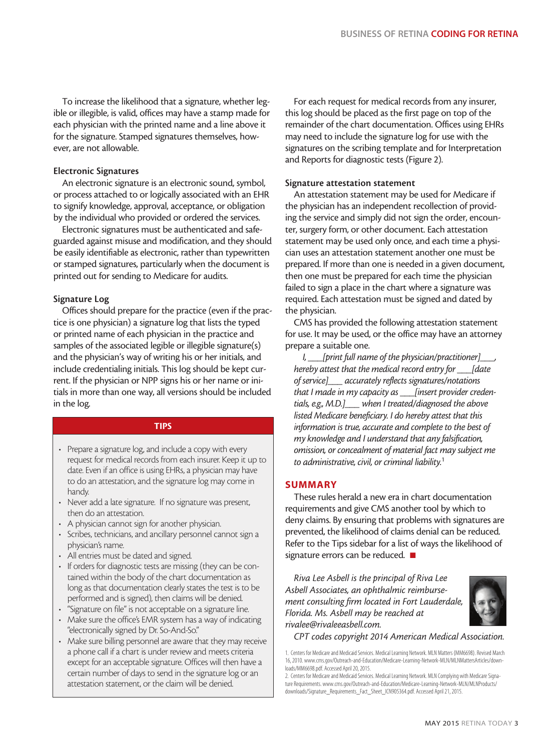To increase the likelihood that a signature, whether legible or illegible, is valid, offices may have a stamp made for each physician with the printed name and a line above it for the signature. Stamped signatures themselves, however, are not allowable.

### Electronic Signatures

An electronic signature is an electronic sound, symbol, or process attached to or logically associated with an EHR to signify knowledge, approval, acceptance, or obligation by the individual who provided or ordered the services.

Electronic signatures must be authenticated and safeguarded against misuse and modification, and they should be easily identifiable as electronic, rather than typewritten or stamped signatures, particularly when the document is printed out for sending to Medicare for audits.

### Signature Log

Offices should prepare for the practice (even if the practice is one physician) a signature log that lists the typed or printed name of each physician in the practice and samples of the associated legible or illegible signature(s) and the physician's way of writing his or her initials, and include credentialing initials. This log should be kept current. If the physician or NPP signs his or her name or initials in more than one way, all versions should be included in the log.

### TIPS

- Prepare a signature log, and include a copy with every request for medical records from each insurer. Keep it up to date. Even if an office is using EHRs, a physician may have to do an attestation, and the signature log may come in handy.
- Never add a late signature. If no signature was present, then do an attestation.
- A physician cannot sign for another physician.
- Scribes, technicians, and ancillary personnel cannot sign a physician's name.
- All entries must be dated and signed.
- If orders for diagnostic tests are missing (they can be contained within the body of the chart documentation as long as that documentation clearly states the test is to be performed and is signed), then claims will be denied.
- "Signature on file" is not acceptable on a signature line.
- Make sure the office's EMR system has a way of indicating "electronically signed by Dr. So-And-So."
- Make sure billing personnel are aware that they may receive a phone call if a chart is under review and meets criteria except for an acceptable signature. Offices will then have a certain number of days to send in the signature log or an attestation statement, or the claim will be denied.

For each request for medical records from any insurer, this log should be placed as the first page on top of the remainder of the chart documentation. Offices using EHRs may need to include the signature log for use with the signatures on the scribing template and for Interpretation and Reports for diagnostic tests (Figure 2).

### Signature attestation statement

An attestation statement may be used for Medicare if the physician has an independent recollection of providing the service and simply did not sign the order, encounter, surgery form, or other document. Each attestation statement may be used only once, and each time a physician uses an attestation statement another one must be prepared. If more than one is needed in a given document, then one must be prepared for each time the physician failed to sign a place in the chart where a signature was required. Each attestation must be signed and dated by the physician.

CMS has provided the following attestation statement for use. It may be used, or the office may have an attorney prepare a suitable one.

*I, ___[print full name of the physician/practitioner]___, hereby attest that the medical record entry for ___[date of service]___ accurately reflects signatures/notations that I made in my capacity as ___[insert provider credentials, e.g., M.D.]___ when I treated/diagnosed the above listed Medicare beneficiary. I do hereby attest that this information is true, accurate and complete to the best of my knowledge and I understand that any falsification, omission, or concealment of material fact may subject me to administrative, civil, or criminal liability.*[1]

## SUMMARY

These rules herald a new era in chart documentation requirements and give CMS another tool by which to deny claims. By ensuring that problems with signatures are prevented, the likelihood of claims denial can be reduced. Refer to the Tips sidebar for a list of ways the likelihood of signature errors can be reduced. ■

*Riva Lee Asbell is the principal of Riva Lee Asbell Associates, an ophthalmic reimbursement consulting firm located in Fort Lauderdale, Florida. Ms. Asbell may be reached at rivalee@rivaleeasbell.com.*

*CPT codes copyright 2014 American Medical Association.*

1. Centers for Medicare and Medicaid Services. Medical Learning Network. MLN Matters (MM6698). Revised March 16, 2010. www.cms.gov/Outreach-and-Education/Medicare-Learning-Network-MLN/MLNMattersArticles/downloads/MM6698.pdf. Accessed April 20, 2015.

2. Centers for Medicare and Medicaid Services. Medical Learning Network. MLN Complying with Medicare Signature Requirements. www.cms.gov/Outreach-and-Education/Medicare-Learning-Network-MLN/MLNProducts/downloads/Signature_Requirements_Fact_Sheet_ICN905364.pdf. Accessed April 21, 2015.